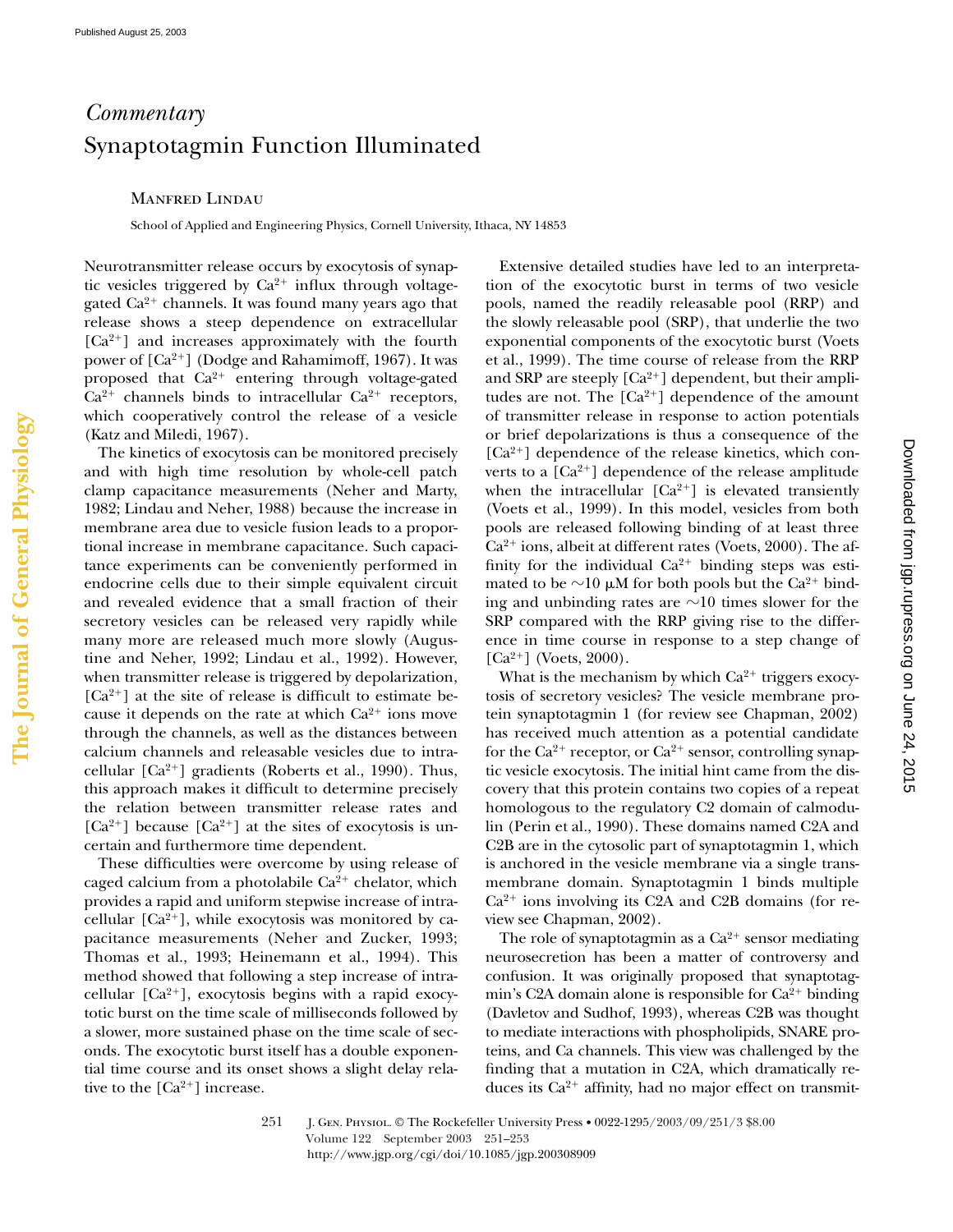*Commentary*

# Synaptotagmin Function Illuminated

Manfred Lindau

School of Applied and Engineering Physics, Cornell University, Ithaca, NY 14853

Neurotransmitter release occurs by exocytosis of synaptic vesicles triggered by $Ca^{2+}$ influx through voltage-gated $Ca^{2+}$ channels. It was found many years ago that release shows a steep dependence on extracellular $[Ca^{2+}]$ and increases approximately with the fourth power of $[Ca^{2+}]$ (Dodge and Rahamimoff, 1967). It was proposed that $Ca^{2+}$ entering through voltage-gated $Ca^{2+}$ channels binds to intracellular $Ca^{2+}$ receptors, which cooperatively control the release of a vesicle (Katz and Miledi, 1967).

The kinetics of exocytosis can be monitored precisely and with high time resolution by whole-cell patch clamp capacitance measurements (Neher and Marty, 1982; Lindau and Neher, 1988) because the increase in membrane area due to vesicle fusion leads to a proportional increase in membrane capacitance. Such capacitance experiments can be conveniently performed in endocrine cells due to their simple equivalent circuit and revealed evidence that a small fraction of their secretory vesicles can be released very rapidly while many more are released much more slowly (Augustine and Neher, 1992; Lindau et al., 1992). However, when transmitter release is triggered by depolarization, $[Ca^{2+}]$ at the site of release is difficult to estimate because it depends on the rate at which $Ca^{2+}$ ions move through the channels, as well as the distances between calcium channels and releasable vesicles due to intracellular $[Ca^{2+}]$ gradients (Roberts et al., 1990). Thus, this approach makes it difficult to determine precisely the relation between transmitter release rates and $[Ca^{2+}]$ because $[Ca^{2+}]$ at the sites of exocytosis is uncertain and furthermore time dependent.

These difficulties were overcome by using release of caged calcium from a photolabile $Ca^{2+}$ chelator, which provides a rapid and uniform stepwise increase of intracellular $[Ca^{2+}]$, while exocytosis was monitored by capacitance measurements (Neher and Zucker, 1993; Thomas et al., 1993; Heinemann et al., 1994). This method showed that following a step increase of intracellular $[Ca^{2+}]$, exocytosis begins with a rapid exocytotic burst on the time scale of milliseconds followed by a slower, more sustained phase on the time scale of seconds. The exocytotic burst itself has a double exponential time course and its onset shows a slight delay relative to the $[Ca^{2+}]$ increase.

Extensive detailed studies have led to an interpretation of the exocytotic burst in terms of two vesicle pools, named the readily releasable pool (RRP) and the slowly releasable pool (SRP), that underlie the two exponential components of the exocytotic burst (Voets et al., 1999). The time course of release from the RRP and SRP are steeply $[Ca^{2+}]$ dependent, but their amplitudes are not. The $[Ca^{2+}]$ dependence of the amount of transmitter release in response to action potentials or brief depolarizations is thus a consequence of the $[Ca^{2+}]$ dependence of the release kinetics, which converts to a $[Ca^{2+}]$ dependence of the release amplitude when the intracellular $[Ca^{2+}]$ is elevated transiently (Voets et al., 1999). In this model, vesicles from both pools are released following binding of at least three $Ca^{2+}$ ions, albeit at different rates (Voets, 2000). The affinity for the individual $Ca^{2+}$ binding steps was estimated to be ~10 μM for both pools but the $Ca^{2+}$ binding and unbinding rates are ~10 times slower for the SRP compared with the RRP giving rise to the difference in time course in response to a step change of $[Ca^{2+}]$ (Voets, 2000).

What is the mechanism by which $Ca^{2+}$ triggers exocytosis of secretory vesicles? The vesicle membrane protein synaptotagmin 1 (for review see Chapman, 2002) has received much attention as a potential candidate for the $Ca^{2+}$ receptor, or $Ca^{2+}$ sensor, controlling synaptic vesicle exocytosis. The initial hint came from the discovery that this protein contains two copies of a repeat homologous to the regulatory C2 domain of calmodulin (Perin et al., 1990). These domains named C2A and C2B are in the cytosolic part of synaptotagmin 1, which is anchored in the vesicle membrane via a single transmembrane domain. Synaptotagmin 1 binds multiple $Ca^{2+}$ ions involving its C2A and C2B domains (for review see Chapman, 2002).

The role of synaptotagmin as a $Ca^{2+}$ sensor mediating neurosecretion has been a matter of controversy and confusion. It was originally proposed that synaptotagmin's C2A domain alone is responsible for $Ca^{2+}$ binding (Davletov and Sudhof, 1993), whereas C2B was thought to mediate interactions with phospholipids, SNARE proteins, and Ca channels. This view was challenged by the finding that a mutation in C2A, which dramatically reduces its $Ca^{2+}$ affinity, had no major effect on transmit-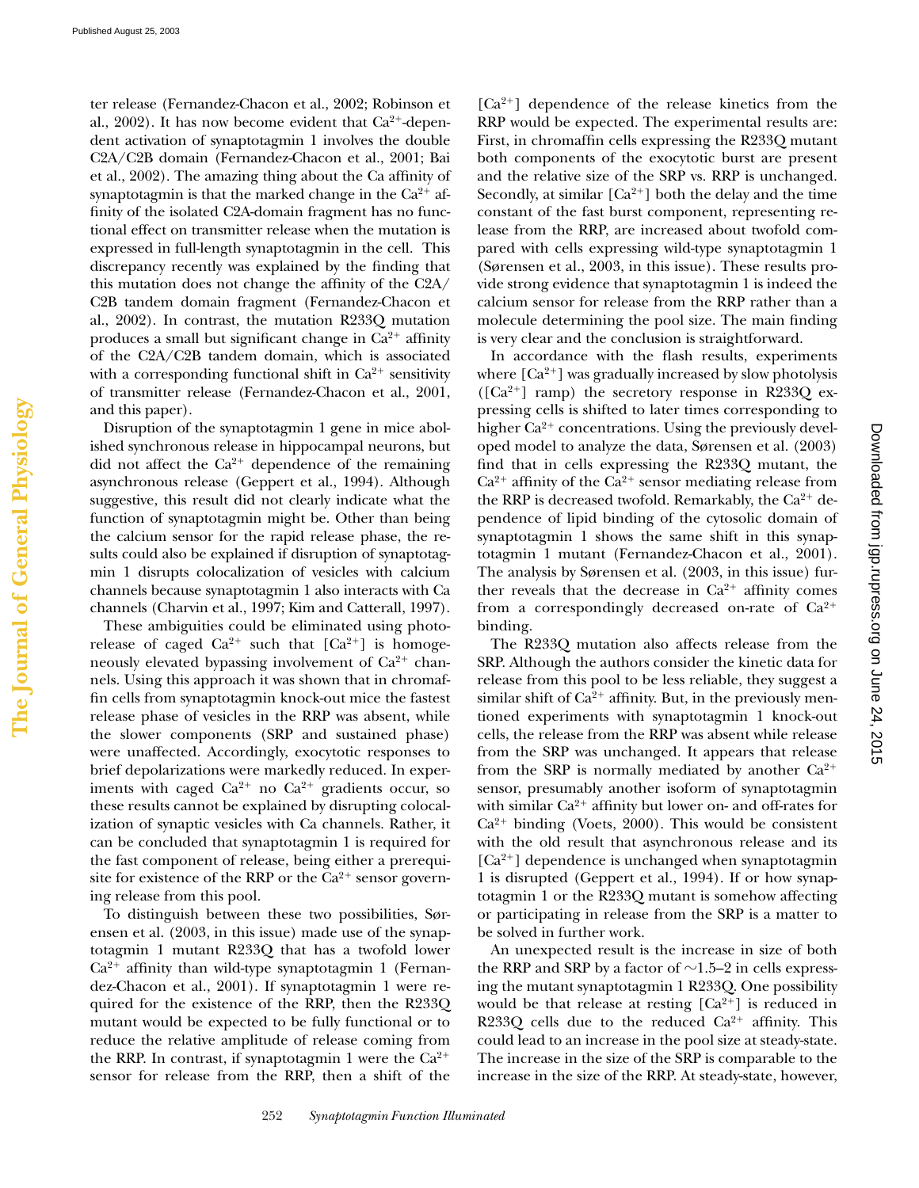ter release (Fernandez-Chacon et al., 2002; Robinson et al., 2002). It has now become evident that $Ca^{2+}$-dependent activation of synaptotagmin 1 involves the double C2A/C2B domain (Fernandez-Chacon et al., 2001; Bai et al., 2002). The amazing thing about the Ca affinity of synaptotagmin is that the marked change in the $Ca^{2+}$ affinity of the isolated C2A-domain fragment has no functional effect on transmitter release when the mutation is expressed in full-length synaptotagmin in the cell. This discrepancy recently was explained by the finding that this mutation does not change the affinity of the C2A/C2B tandem domain fragment (Fernandez-Chacon et al., 2002). In contrast, the mutation R233Q mutation produces a small but significant change in $Ca^{2+}$ affinity of the C2A/C2B tandem domain, which is associated with a corresponding functional shift in $Ca^{2+}$ sensitivity of transmitter release (Fernandez-Chacon et al., 2001, and this paper).

Disruption of the synaptotagmin 1 gene in mice abolished synchronous release in hippocampal neurons, but did not affect the $Ca^{2+}$ dependence of the remaining asynchronous release (Geppert et al., 1994). Although suggestive, this result did not clearly indicate what the function of synaptotagmin might be. Other than being the calcium sensor for the rapid release phase, the results could also be explained if disruption of synaptotagmin 1 disrupts colocalization of vesicles with calcium channels because synaptotagmin 1 also interacts with Ca channels (Charvin et al., 1997; Kim and Catterall, 1997).

These ambiguities could be eliminated using photorelease of caged $Ca^{2+}$ such that $[Ca^{2+}]$ is homogeneously elevated bypassing involvement of $Ca^{2+}$ channels. Using this approach it was shown that in chromaffin cells from synaptotagmin knock-out mice the fastest release phase of vesicles in the RRP was absent, while the slower components (SRP and sustained phase) were unaffected. Accordingly, exocytotic responses to brief depolarizations were markedly reduced. In experiments with caged $Ca^{2+}$ no $Ca^{2+}$ gradients occur, so these results cannot be explained by disrupting colocalization of synaptic vesicles with Ca channels. Rather, it can be concluded that synaptotagmin 1 is required for the fast component of release, being either a prerequisite for existence of the RRP or the $Ca^{2+}$ sensor governing release from this pool.

To distinguish between these two possibilities, Sørensen et al. (2003, in this issue) made use of the synaptotagmin 1 mutant R233Q that has a twofold lower $Ca^{2+}$ affinity than wild-type synaptotagmin 1 (Fernandez-Chacon et al., 2001). If synaptotagmin 1 were required for the existence of the RRP, then the R233Q mutant would be expected to be fully functional or to reduce the relative amplitude of release coming from the RRP. In contrast, if synaptotagmin 1 were the $Ca^{2+}$ sensor for release from the RRP, then a shift of the $[Ca^{2+}]$ dependence of the release kinetics from the RRP would be expected. The experimental results are: First, in chromaffin cells expressing the R233Q mutant both components of the exocytotic burst are present and the relative size of the SRP vs. RRP is unchanged. Secondly, at similar $[Ca^{2+}]$ both the delay and the time constant of the fast burst component, representing release from the RRP, are increased about twofold compared with cells expressing wild-type synaptotagmin 1 (Sørensen et al., 2003, in this issue). These results provide strong evidence that synaptotagmin 1 is indeed the calcium sensor for release from the RRP rather than a molecule determining the pool size. The main finding is very clear and the conclusion is straightforward.

In accordance with the flash results, experiments where $[Ca^{2+}]$ was gradually increased by slow photolysis ($[Ca^{2+}]$ ramp) the secretory response in R233Q expressing cells is shifted to later times corresponding to higher $Ca^{2+}$ concentrations. Using the previously developed model to analyze the data, Sørensen et al. (2003) find that in cells expressing the R233Q mutant, the $Ca^{2+}$ affinity of the $Ca^{2+}$ sensor mediating release from the RRP is decreased twofold. Remarkably, the $Ca^{2+}$ dependence of lipid binding of the cytosolic domain of synaptotagmin 1 shows the same shift in this synaptotagmin 1 mutant (Fernandez-Chacon et al., 2001). The analysis by Sørensen et al. (2003, in this issue) further reveals that the decrease in $Ca^{2+}$ affinity comes from a correspondingly decreased on-rate of $Ca^{2+}$ binding.

The R233Q mutation also affects release from the SRP. Although the authors consider the kinetic data for release from this pool to be less reliable, they suggest a similar shift of $Ca^{2+}$ affinity. But, in the previously mentioned experiments with synaptotagmin 1 knock-out cells, the release from the RRP was absent while release from the SRP was unchanged. It appears that release from the SRP is normally mediated by another $Ca^{2+}$ sensor, presumably another isoform of synaptotagmin with similar $Ca^{2+}$ affinity but lower on- and off-rates for $Ca^{2+}$ binding (Voets, 2000). This would be consistent with the old result that asynchronous release and its $[Ca^{2+}]$ dependence is unchanged when synaptotagmin 1 is disrupted (Geppert et al., 1994). If or how synaptotagmin 1 or the R233Q mutant is somehow affecting or participating in release from the SRP is a matter to be solved in further work.

An unexpected result is the increase in size of both the RRP and SRP by a factor of ~1.5–2 in cells expressing the mutant synaptotagmin 1 R233Q. One possibility would be that release at resting $[Ca^{2+}]$ is reduced in R233Q cells due to the reduced $Ca^{2+}$ affinity. This could lead to an increase in the pool size at steady-state. The increase in the size of the SRP is comparable to the increase in the size of the RRP. At steady-state, however,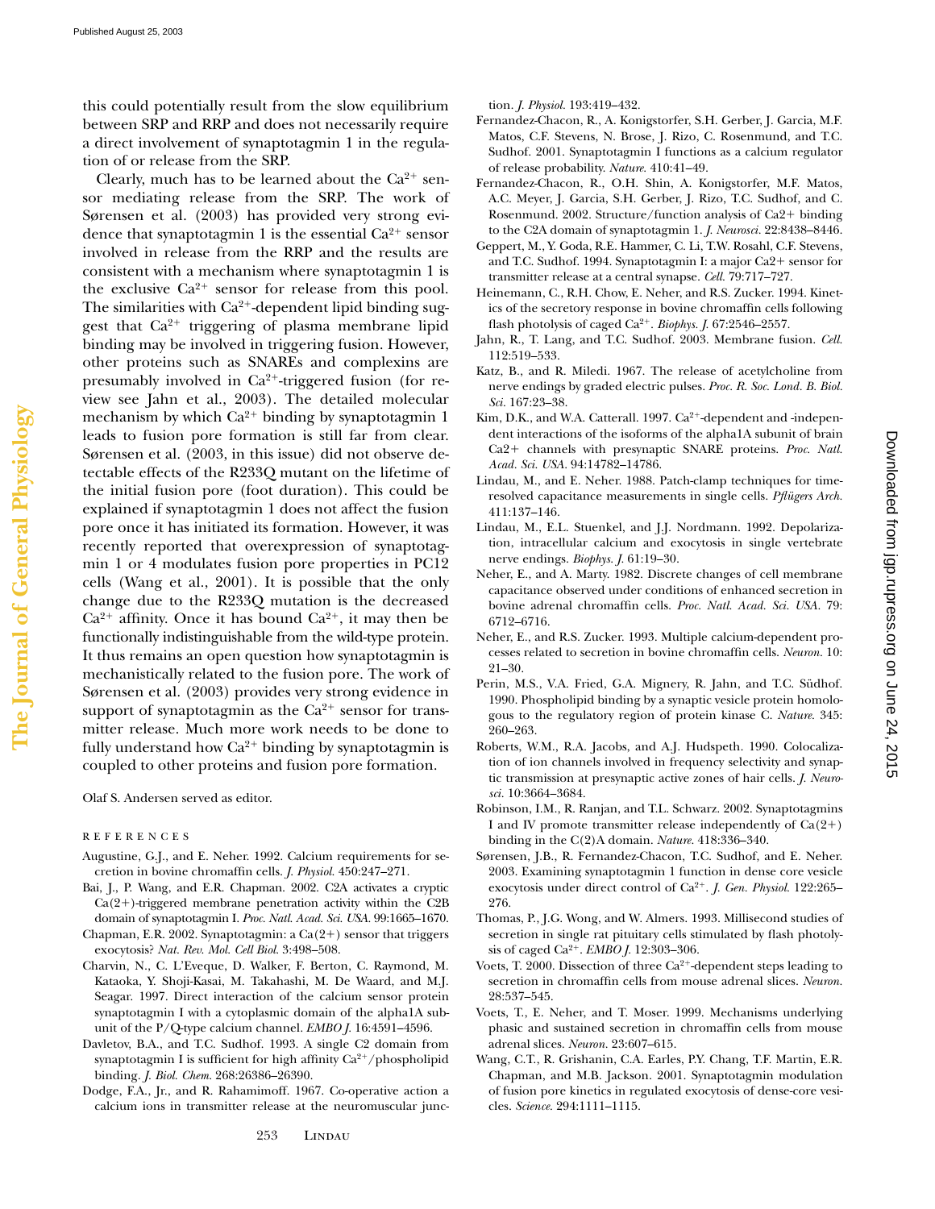this could potentially result from the slow equilibrium between SRP and RRP and does not necessarily require a direct involvement of synaptotagmin 1 in the regulation of or release from the SRP.

Clearly, much has to be learned about the $Ca^{2+}$ sensor mediating release from the SRP. The work of Sørensen et al. (2003) has provided very strong evidence that synaptotagmin 1 is the essential $Ca^{2+}$ sensor involved in release from the RRP and the results are consistent with a mechanism where synaptotagmin 1 is the exclusive $Ca^{2+}$ sensor for release from this pool. The similarities with $Ca^{2+}$-dependent lipid binding suggest that $Ca^{2+}$ triggering of plasma membrane lipid binding may be involved in triggering fusion. However, other proteins such as SNAREs and complexins are presumably involved in $Ca^{2+}$-triggered fusion (for review see Jahn et al., 2003). The detailed molecular mechanism by which $Ca^{2+}$ binding by synaptotagmin 1 leads to fusion pore formation is still far from clear. Sørensen et al. (2003, in this issue) did not observe detectable effects of the R233Q mutant on the lifetime of the initial fusion pore (foot duration). This could be explained if synaptotagmin 1 does not affect the fusion pore once it has initiated its formation. However, it was recently reported that overexpression of synaptotagmin 1 or 4 modulates fusion pore properties in PC12 cells (Wang et al., 2001). It is possible that the only change due to the R233Q mutation is the decreased $Ca^{2+}$ affinity. Once it has bound $Ca^{2+}$, it may then be functionally indistinguishable from the wild-type protein. It thus remains an open question how synaptotagmin is mechanistically related to the fusion pore. The work of Sørensen et al. (2003) provides very strong evidence in support of synaptotagmin as the $Ca^{2+}$ sensor for transmitter release. Much more work needs to be done to fully understand how $Ca^{2+}$ binding by synaptotagmin is coupled to other proteins and fusion pore formation.

Olaf S. Andersen served as editor.

## REFERENCES

Augustine, G.J., and E. Neher. 1992. Calcium requirements for secretion in bovine chromaffin cells. *J. Physiol.* 450:247–271.

Bai, J., P. Wang, and E.R. Chapman. 2002. C2A activates a cryptic Ca(2+)-triggered membrane penetration activity within the C2B domain of synaptotagmin I. *Proc. Natl. Acad. Sci. USA.* 99:1665–1670.

Chapman, E.R. 2002. Synaptotagmin: a Ca(2+) sensor that triggers exocytosis? *Nat. Rev. Mol. Cell Biol.* 3:498–508.

Charvin, N., C. L'Eveque, D. Walker, F. Berton, C. Raymond, M. Kataoka, Y. Shoji-Kasai, M. Takahashi, M. De Waard, and M.J. Seagar. 1997. Direct interaction of the calcium sensor protein synaptotagmin I with a cytoplasmic domain of the alpha1A subunit of the P/Q-type calcium channel. *EMBO J.* 16:4591–4596.

Davletov, B.A., and T.C. Sudhof. 1993. A single C2 domain from synaptotagmin I is sufficient for high affinity $Ca^{2+}$/phospholipid binding. *J. Biol. Chem.* 268:26386–26390.

Dodge, F.A., Jr., and R. Rahamimoff. 1967. Co-operative action a calcium ions in transmitter release at the neuromuscular junction. *J. Physiol.* 193:419–432.

Fernandez-Chacon, R., A. Konigstorfer, S.H. Gerber, J. Garcia, M.F. Matos, C.F. Stevens, N. Brose, J. Rizo, C. Rosenmund, and T.C. Sudhof. 2001. Synaptotagmin I functions as a calcium regulator of release probability. *Nature.* 410:41–49.

Fernandez-Chacon, R., O.H. Shin, A. Konigstorfer, M.F. Matos, A.C. Meyer, J. Garcia, S.H. Gerber, J. Rizo, T.C. Sudhof, and C. Rosenmund. 2002. Structure/function analysis of Ca2+ binding to the C2A domain of synaptotagmin 1. *J. Neurosci.* 22:8438–8446.

Geppert, M., Y. Goda, R.E. Hammer, C. Li, T.W. Rosahl, C.F. Stevens, and T.C. Sudhof. 1994. Synaptotagmin I: a major Ca2+ sensor for transmitter release at a central synapse. *Cell.* 79:717–727.

Heinemann, C., R.H. Chow, E. Neher, and R.S. Zucker. 1994. Kinetics of the secretory response in bovine chromaffin cells following flash photolysis of caged $Ca^{2+}$. *Biophys. J.* 67:2546–2557.

Jahn, R., T. Lang, and T.C. Sudhof. 2003. Membrane fusion. *Cell.* 112:519–533.

Katz, B., and R. Miledi. 1967. The release of acetylcholine from nerve endings by graded electric pulses. *Proc. R. Soc. Lond. B. Biol. Sci.* 167:23–38.

Kim, D.K., and W.A. Catterall. 1997. $Ca^{2+}$-dependent and -independent interactions of the isoforms of the alpha1A subunit of brain Ca2+ channels with presynaptic SNARE proteins. *Proc. Natl. Acad. Sci. USA.* 94:14782–14786.

Lindau, M., and E. Neher. 1988. Patch-clamp techniques for time-resolved capacitance measurements in single cells. *Pflügers Arch.* 411:137–146.

Lindau, M., E.L. Stuenkel, and J.J. Nordmann. 1992. Depolarization, intracellular calcium and exocytosis in single vertebrate nerve endings. *Biophys. J.* 61:19–30.

Neher, E., and A. Marty. 1982. Discrete changes of cell membrane capacitance observed under conditions of enhanced secretion in bovine adrenal chromaffin cells. *Proc. Natl. Acad. Sci. USA.* 79:6712–6716.

Neher, E., and R.S. Zucker. 1993. Multiple calcium-dependent processes related to secretion in bovine chromaffin cells. *Neuron.* 10:21–30.

Perin, M.S., V.A. Fried, G.A. Mignery, R. Jahn, and T.C. Südhof. 1990. Phospholipid binding by a synaptic vesicle protein homologous to the regulatory region of protein kinase C. *Nature.* 345:260–263.

Roberts, W.M., R.A. Jacobs, and A.J. Hudspeth. 1990. Colocalization of ion channels involved in frequency selectivity and synaptic transmission at presynaptic active zones of hair cells. *J. Neurosci.* 10:3664–3684.

Robinson, I.M., R. Ranjan, and T.L. Schwarz. 2002. Synaptotagmins I and IV promote transmitter release independently of Ca(2+) binding in the C(2)A domain. *Nature.* 418:336–340.

Sørensen, J.B., R. Fernandez-Chacon, T.C. Sudhof, and E. Neher. 2003. Examining synaptotagmin 1 function in dense core vesicle exocytosis under direct control of $Ca^{2+}$. *J. Gen. Physiol.* 122:265–276.

Thomas, P., J.G. Wong, and W. Almers. 1993. Millisecond studies of secretion in single rat pituitary cells stimulated by flash photolysis of caged $Ca^{2+}$. *EMBO J.* 12:303–306.

Voets, T. 2000. Dissection of three $Ca^{2+}$-dependent steps leading to secretion in chromaffin cells from mouse adrenal slices. *Neuron.* 28:537–545.

Voets, T., E. Neher, and T. Moser. 1999. Mechanisms underlying phasic and sustained secretion in chromaffin cells from mouse adrenal slices. *Neuron.* 23:607–615.

Wang, C.T., R. Grishanin, C.A. Earles, P.Y. Chang, T.F. Martin, E.R. Chapman, and M.B. Jackson. 2001. Synaptotagmin modulation of fusion pore kinetics in regulated exocytosis of dense-core vesicles. *Science.* 294:1111–1115.